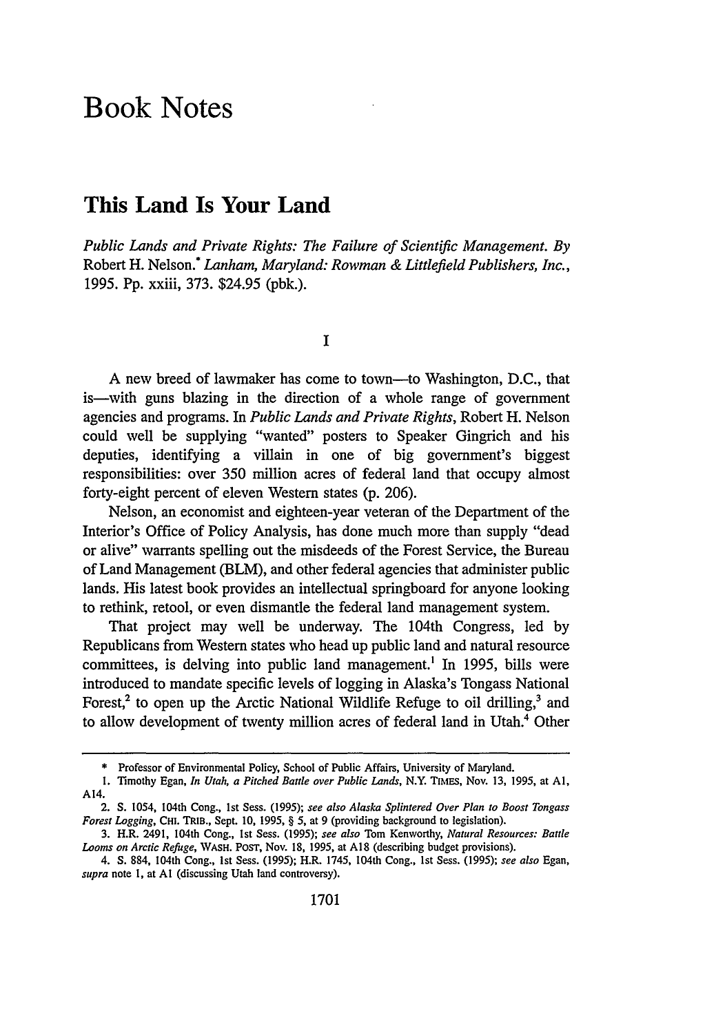# Book Notes

## This Land Is Your Land

*Public Lands and Private Rights: The Failure of Scientific Management.* By Robert H. Nelson.* *Lanham, Maryland: Rowman & Littlefield Publishers, Inc.,* 1995. Pp. xxiii, 373. $24.95 (pbk.).

I

A new breed of lawmaker has come to town—to Washington, D.C., that is—with guns blazing in the direction of a whole range of government agencies and programs. In *Public Lands and Private Rights*, Robert H. Nelson could well be supplying "wanted" posters to Speaker Gingrich and his deputies, identifying a villain in one of big government's biggest responsibilities: over 350 million acres of federal land that occupy almost forty-eight percent of eleven Western states (p. 206).

Nelson, an economist and eighteen-year veteran of the Department of the Interior's Office of Policy Analysis, has done much more than supply "dead or alive" warrants spelling out the misdeeds of the Forest Service, the Bureau of Land Management (BLM), and other federal agencies that administer public lands. His latest book provides an intellectual springboard for anyone looking to rethink, retool, or even dismantle the federal land management system.

That project may well be underway. The 104th Congress, led by Republicans from Western states who head up public land and natural resource committees, is delving into public land management.[1] In 1995, bills were introduced to mandate specific levels of logging in Alaska's Tongass National Forest,[2] to open up the Arctic National Wildlife Refuge to oil drilling,[3] and to allow development of twenty million acres of federal land in Utah.[4] Other

---

\* Professor of Environmental Policy, School of Public Affairs, University of Maryland.

1. Timothy Egan, *In Utah, a Pitched Battle over Public Lands*, N.Y. TIMES, Nov. 13, 1995, at A1, A14.

2. S. 1054, 104th Cong., 1st Sess. (1995); *see also Alaska Splintered Over Plan to Boost Tongass Forest Logging*, CHI. TRIB., Sept. 10, 1995, § 5, at 9 (providing background to legislation).

3. H.R. 2491, 104th Cong., 1st Sess. (1995); *see also* Tom Kenworthy, *Natural Resources: Battle Looms on Arctic Refuge*, WASH. POST, Nov. 18, 1995, at A18 (describing budget provisions).

4. S. 884, 104th Cong., 1st Sess. (1995); H.R. 1745, 104th Cong., 1st Sess. (1995); *see also* Egan, *supra* note 1, at A1 (discussing Utah land controversy).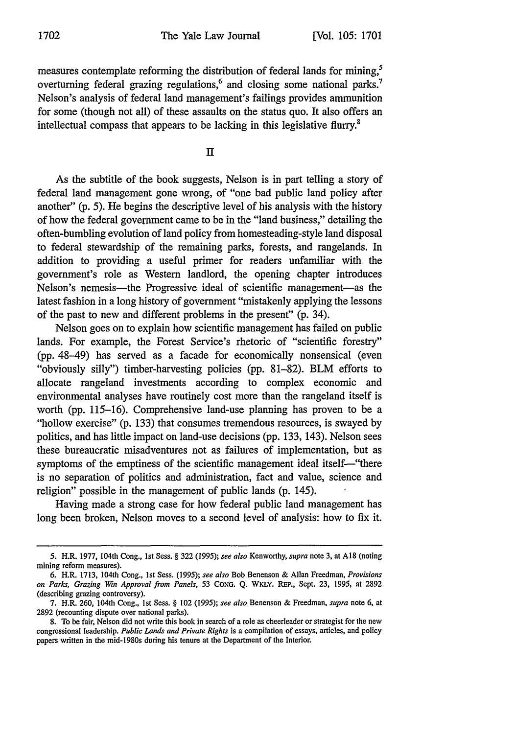measures contemplate reforming the distribution of federal lands for mining,[5] overturning federal grazing regulations,[6] and closing some national parks.[7] Nelson's analysis of federal land management's failings provides ammunition for some (though not all) of these assaults on the status quo. It also offers an intellectual compass that appears to be lacking in this legislative flurry.[8]

## II

As the subtitle of the book suggests, Nelson is in part telling a story of federal land management gone wrong, of "one bad public land policy after another" (p. 5). He begins the descriptive level of his analysis with the history of how the federal government came to be in the "land business," detailing the often-bumbling evolution of land policy from homesteading-style land disposal to federal stewardship of the remaining parks, forests, and rangelands. In addition to providing a useful primer for readers unfamiliar with the government's role as Western landlord, the opening chapter introduces Nelson's nemesis—the Progressive ideal of scientific management—as the latest fashion in a long history of government "mistakenly applying the lessons of the past to new and different problems in the present" (p. 34).

Nelson goes on to explain how scientific management has failed on public lands. For example, the Forest Service's rhetoric of "scientific forestry" (pp. 48–49) has served as a facade for economically nonsensical (even "obviously silly") timber-harvesting policies (pp. 81–82). BLM efforts to allocate rangeland investments according to complex economic and environmental analyses have routinely cost more than the rangeland itself is worth (pp. 115–16). Comprehensive land-use planning has proven to be a "hollow exercise" (p. 133) that consumes tremendous resources, is swayed by politics, and has little impact on land-use decisions (pp. 133, 143). Nelson sees these bureaucratic misadventures not as failures of implementation, but as symptoms of the emptiness of the scientific management ideal itself—"there is no separation of politics and administration, fact and value, science and religion" possible in the management of public lands (p. 145).

Having made a strong case for how federal public land management has long been broken, Nelson moves to a second level of analysis: how to fix it.

---

5. H.R. 1977, 104th Cong., 1st Sess. § 322 (1995); *see also* Kenworthy, *supra* note 3, at A18 (noting mining reform measures).

6. H.R. 1713, 104th Cong., 1st Sess. (1995); *see also* Bob Benenson & Allan Freedman, *Provisions on Parks, Grazing Win Approval from Panels*, 53 CONG. Q. WKLY. REP., Sept. 23, 1995, at 2892 (describing grazing controversy).

7. H.R. 260, 104th Cong., 1st Sess. § 102 (1995); *see also* Benenson & Freedman, *supra* note 6, at 2892 (recounting dispute over national parks).

8. To be fair, Nelson did not write this book in search of a role as cheerleader or strategist for the new congressional leadership. *Public Lands and Private Rights* is a compilation of essays, articles, and policy papers written in the mid-1980s during his tenure at the Department of the Interior.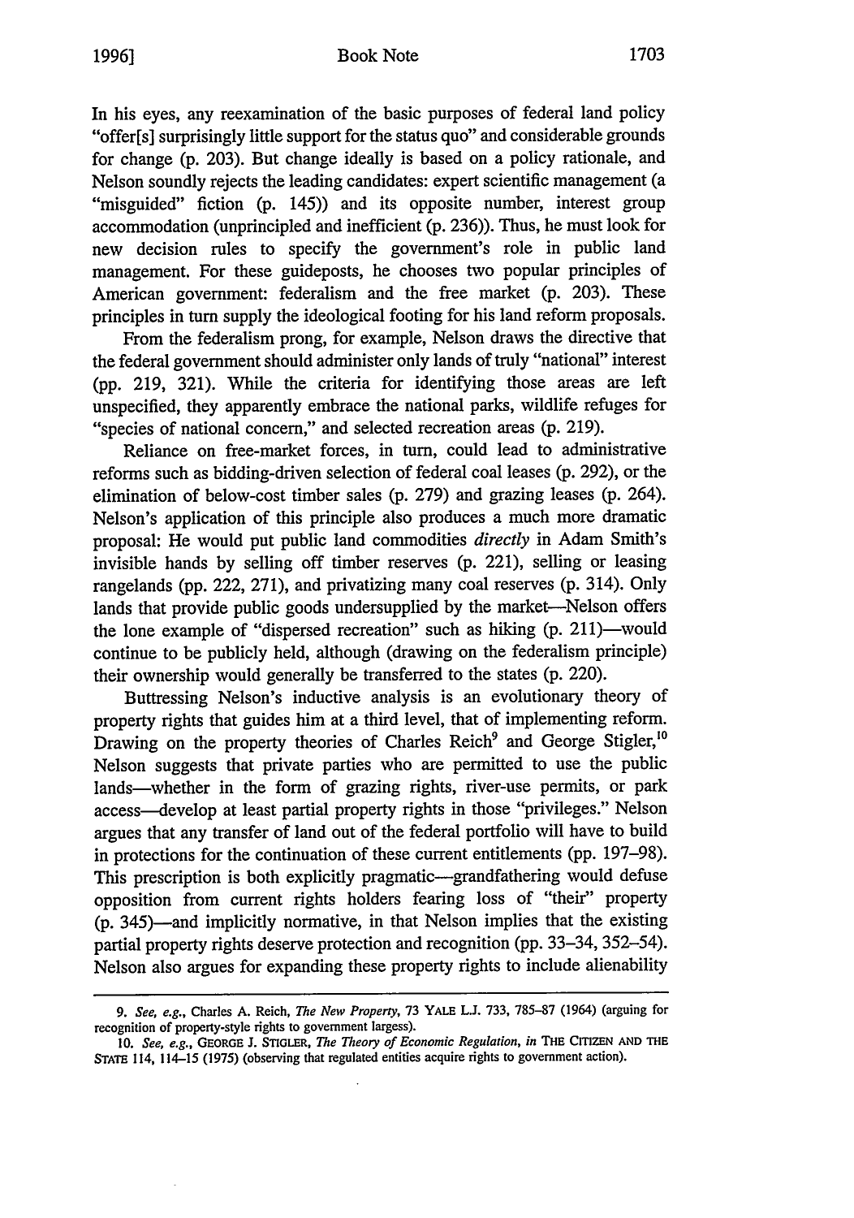In his eyes, any reexamination of the basic purposes of federal land policy "offer[s] surprisingly little support for the status quo" and considerable grounds for change (p. 203). But change ideally is based on a policy rationale, and Nelson soundly rejects the leading candidates: expert scientific management (a "misguided" fiction (p. 145)) and its opposite number, interest group accommodation (unprincipled and inefficient (p. 236)). Thus, he must look for new decision rules to specify the government's role in public land management. For these guideposts, he chooses two popular principles of American government: federalism and the free market (p. 203). These principles in turn supply the ideological footing for his land reform proposals.

From the federalism prong, for example, Nelson draws the directive that the federal government should administer only lands of truly "national" interest (pp. 219, 321). While the criteria for identifying those areas are left unspecified, they apparently embrace the national parks, wildlife refuges for "species of national concern," and selected recreation areas (p. 219).

Reliance on free-market forces, in turn, could lead to administrative reforms such as bidding-driven selection of federal coal leases (p. 292), or the elimination of below-cost timber sales (p. 279) and grazing leases (p. 264). Nelson's application of this principle also produces a much more dramatic proposal: He would put public land commodities *directly* in Adam Smith's invisible hands by selling off timber reserves (p. 221), selling or leasing rangelands (pp. 222, 271), and privatizing many coal reserves (p. 314). Only lands that provide public goods undersupplied by the market—Nelson offers the lone example of "dispersed recreation" such as hiking (p. 211)—would continue to be publicly held, although (drawing on the federalism principle) their ownership would generally be transferred to the states (p. 220).

Buttressing Nelson's inductive analysis is an evolutionary theory of property rights that guides him at a third level, that of implementing reform. Drawing on the property theories of Charles Reich[9] and George Stigler,[10] Nelson suggests that private parties who are permitted to use the public lands—whether in the form of grazing rights, river-use permits, or park access—develop at least partial property rights in those "privileges." Nelson argues that any transfer of land out of the federal portfolio will have to build in protections for the continuation of these current entitlements (pp. 197–98). This prescription is both explicitly pragmatic—grandfathering would defuse opposition from current rights holders fearing loss of "their" property (p. 345)—and implicitly normative, in that Nelson implies that the existing partial property rights deserve protection and recognition (pp. 33–34, 352–54). Nelson also argues for expanding these property rights to include alienability

9. *See, e.g.*, Charles A. Reich, *The New Property*, 73 YALE L.J. 733, 785–87 (1964) (arguing for recognition of property-style rights to government largess).

10. *See, e.g.*, GEORGE J. STIGLER, *The Theory of Economic Regulation*, *in* THE CITIZEN AND THE STATE 114, 114–15 (1975) (observing that regulated entities acquire rights to government action).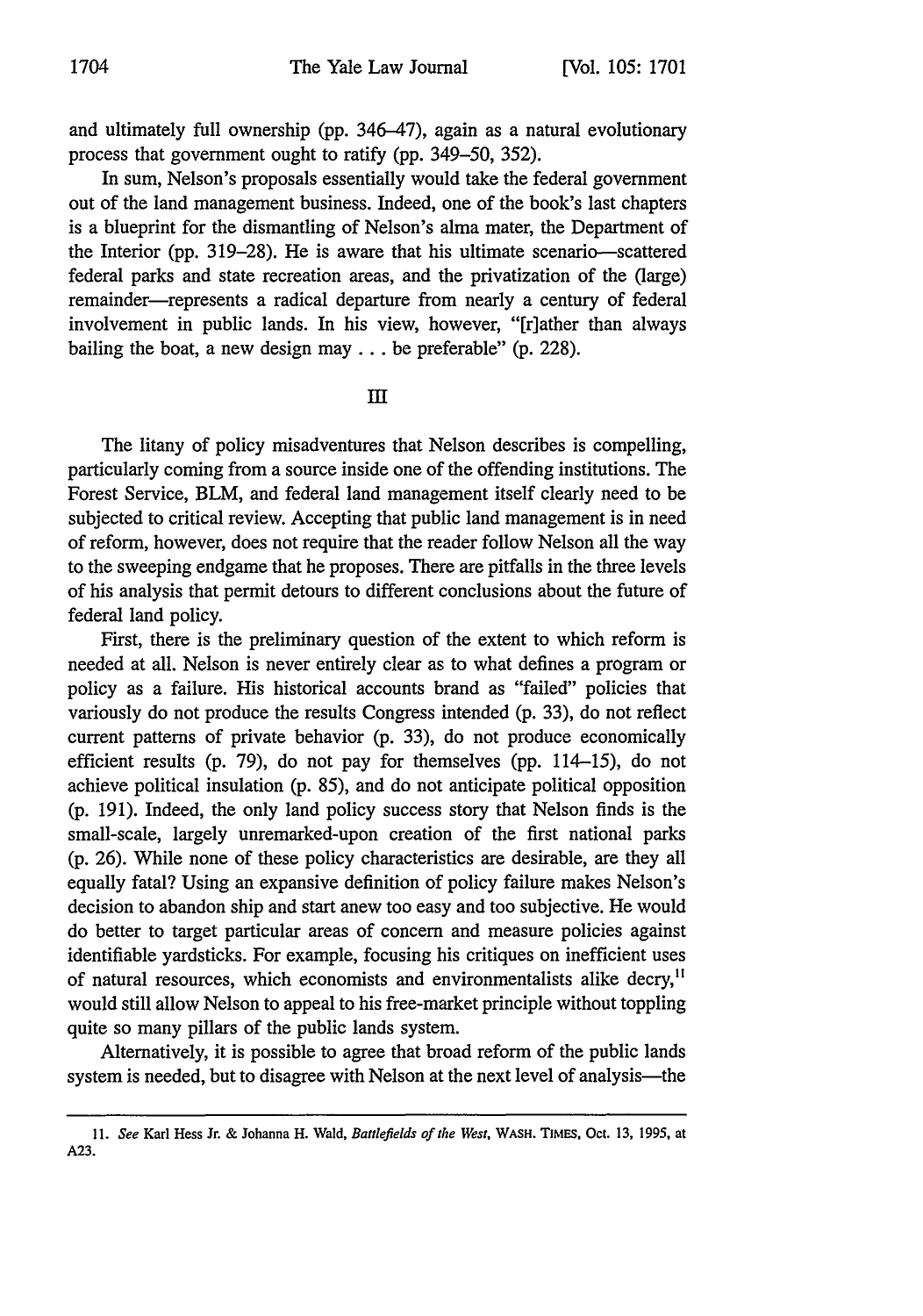and ultimately full ownership (pp. 346–47), again as a natural evolutionary process that government ought to ratify (pp. 349–50, 352).

In sum, Nelson's proposals essentially would take the federal government out of the land management business. Indeed, one of the book's last chapters is a blueprint for the dismantling of Nelson's alma mater, the Department of the Interior (pp. 319–28). He is aware that his ultimate scenario—scattered federal parks and state recreation areas, and the privatization of the (large) remainder—represents a radical departure from nearly a century of federal involvement in public lands. In his view, however, "[r]ather than always bailing the boat, a new design may . . . be preferable" (p. 228).

## III

The litany of policy misadventures that Nelson describes is compelling, particularly coming from a source inside one of the offending institutions. The Forest Service, BLM, and federal land management itself clearly need to be subjected to critical review. Accepting that public land management is in need of reform, however, does not require that the reader follow Nelson all the way to the sweeping endgame that he proposes. There are pitfalls in the three levels of his analysis that permit detours to different conclusions about the future of federal land policy.

First, there is the preliminary question of the extent to which reform is needed at all. Nelson is never entirely clear as to what defines a program or policy as a failure. His historical accounts brand as "failed" policies that variously do not produce the results Congress intended (p. 33), do not reflect current patterns of private behavior (p. 33), do not produce economically efficient results (p. 79), do not pay for themselves (pp. 114–15), do not achieve political insulation (p. 85), and do not anticipate political opposition (p. 191). Indeed, the only land policy success story that Nelson finds is the small-scale, largely unremarked-upon creation of the first national parks (p. 26). While none of these policy characteristics are desirable, are they all equally fatal? Using an expansive definition of policy failure makes Nelson's decision to abandon ship and start anew too easy and too subjective. He would do better to target particular areas of concern and measure policies against identifiable yardsticks. For example, focusing his critiques on inefficient uses of natural resources, which economists and environmentalists alike decry,[11] would still allow Nelson to appeal to his free-market principle without toppling quite so many pillars of the public lands system.

Alternatively, it is possible to agree that broad reform of the public lands system is needed, but to disagree with Nelson at the next level of analysis—the

---

11. *See* Karl Hess Jr. & Johanna H. Wald, *Battlefields of the West*, WASH. TIMES, Oct. 13, 1995, at A23.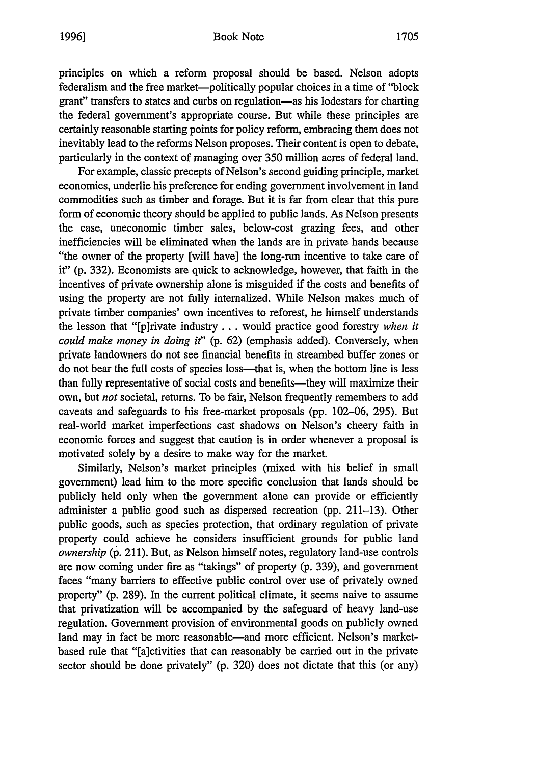principles on which a reform proposal should be based. Nelson adopts federalism and the free market—politically popular choices in a time of "block grant" transfers to states and curbs on regulation—as his lodestars for charting the federal government's appropriate course. But while these principles are certainly reasonable starting points for policy reform, embracing them does not inevitably lead to the reforms Nelson proposes. Their content is open to debate, particularly in the context of managing over 350 million acres of federal land.

For example, classic precepts of Nelson's second guiding principle, market economics, underlie his preference for ending government involvement in land commodities such as timber and forage. But it is far from clear that this pure form of economic theory should be applied to public lands. As Nelson presents the case, uneconomic timber sales, below-cost grazing fees, and other inefficiencies will be eliminated when the lands are in private hands because "the owner of the property [will have] the long-run incentive to take care of it" (p. 332). Economists are quick to acknowledge, however, that faith in the incentives of private ownership alone is misguided if the costs and benefits of using the property are not fully internalized. While Nelson makes much of private timber companies' own incentives to reforest, he himself understands the lesson that "[p]rivate industry . . . would practice good forestry *when it could make money in doing it*" (p. 62) (emphasis added). Conversely, when private landowners do not see financial benefits in streambed buffer zones or do not bear the full costs of species loss—that is, when the bottom line is less than fully representative of social costs and benefits—they will maximize their own, but *not* societal, returns. To be fair, Nelson frequently remembers to add caveats and safeguards to his free-market proposals (pp. 102–06, 295). But real-world market imperfections cast shadows on Nelson's cheery faith in economic forces and suggest that caution is in order whenever a proposal is motivated solely by a desire to make way for the market.

Similarly, Nelson's market principles (mixed with his belief in small government) lead him to the more specific conclusion that lands should be publicly held only when the government alone can provide or efficiently administer a public good such as dispersed recreation (pp. 211–13). Other public goods, such as species protection, that ordinary regulation of private property could achieve he considers insufficient grounds for public land *ownership* (p. 211). But, as Nelson himself notes, regulatory land-use controls are now coming under fire as "takings" of property (p. 339), and government faces "many barriers to effective public control over use of privately owned property" (p. 289). In the current political climate, it seems naive to assume that privatization will be accompanied by the safeguard of heavy land-use regulation. Government provision of environmental goods on publicly owned land may in fact be more reasonable—and more efficient. Nelson's market-based rule that "[a]ctivities that can reasonably be carried out in the private sector should be done privately" (p. 320) does not dictate that this (or any)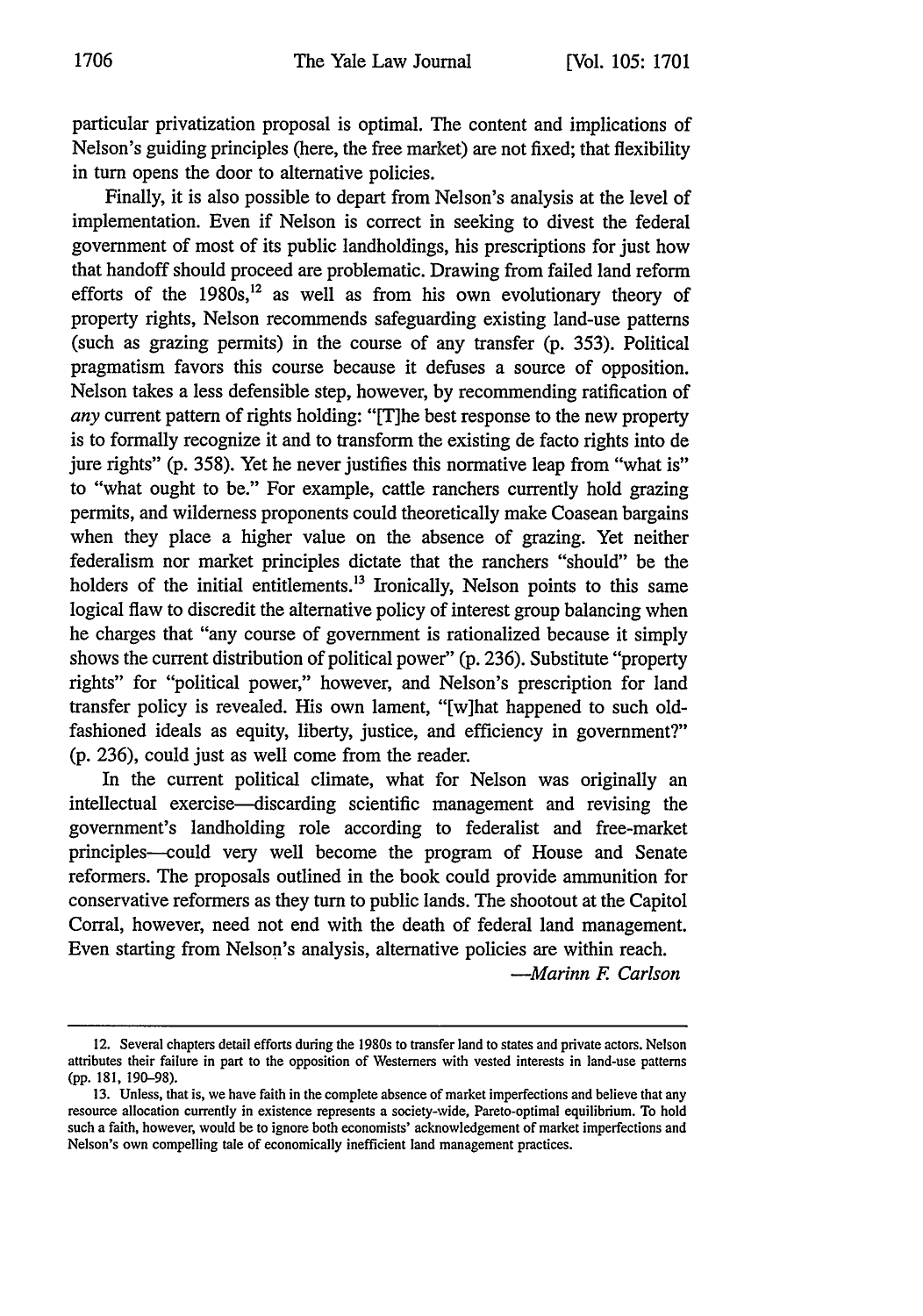particular privatization proposal is optimal. The content and implications of Nelson's guiding principles (here, the free market) are not fixed; that flexibility in turn opens the door to alternative policies.

Finally, it is also possible to depart from Nelson's analysis at the level of implementation. Even if Nelson is correct in seeking to divest the federal government of most of its public landholdings, his prescriptions for just how that handoff should proceed are problematic. Drawing from failed land reform efforts of the 1980s,[12] as well as from his own evolutionary theory of property rights, Nelson recommends safeguarding existing land-use patterns (such as grazing permits) in the course of any transfer (p. 353). Political pragmatism favors this course because it defuses a source of opposition. Nelson takes a less defensible step, however, by recommending ratification of *any* current pattern of rights holding: "[T]he best response to the new property is to formally recognize it and to transform the existing de facto rights into de jure rights" (p. 358). Yet he never justifies this normative leap from "what is" to "what ought to be." For example, cattle ranchers currently hold grazing permits, and wilderness proponents could theoretically make Coasean bargains when they place a higher value on the absence of grazing. Yet neither federalism nor market principles dictate that the ranchers "should" be the holders of the initial entitlements.[13] Ironically, Nelson points to this same logical flaw to discredit the alternative policy of interest group balancing when he charges that "any course of government is rationalized because it simply shows the current distribution of political power" (p. 236). Substitute "property rights" for "political power," however, and Nelson's prescription for land transfer policy is revealed. His own lament, "[w]hat happened to such old-fashioned ideals as equity, liberty, justice, and efficiency in government?" (p. 236), could just as well come from the reader.

In the current political climate, what for Nelson was originally an intellectual exercise—discarding scientific management and revising the government's landholding role according to federalist and free-market principles—could very well become the program of House and Senate reformers. The proposals outlined in the book could provide ammunition for conservative reformers as they turn to public lands. The shootout at the Capitol Corral, however, need not end with the death of federal land management. Even starting from Nelson's analysis, alternative policies are within reach.

*—Marinn F. Carlson*

---

12. Several chapters detail efforts during the 1980s to transfer land to states and private actors. Nelson attributes their failure in part to the opposition of Westerners with vested interests in land-use patterns (pp. 181, 190–98).

13. Unless, that is, we have faith in the complete absence of market imperfections and believe that any resource allocation currently in existence represents a society-wide, Pareto-optimal equilibrium. To hold such a faith, however, would be to ignore both economists' acknowledgement of market imperfections and Nelson's own compelling tale of economically inefficient land management practices.